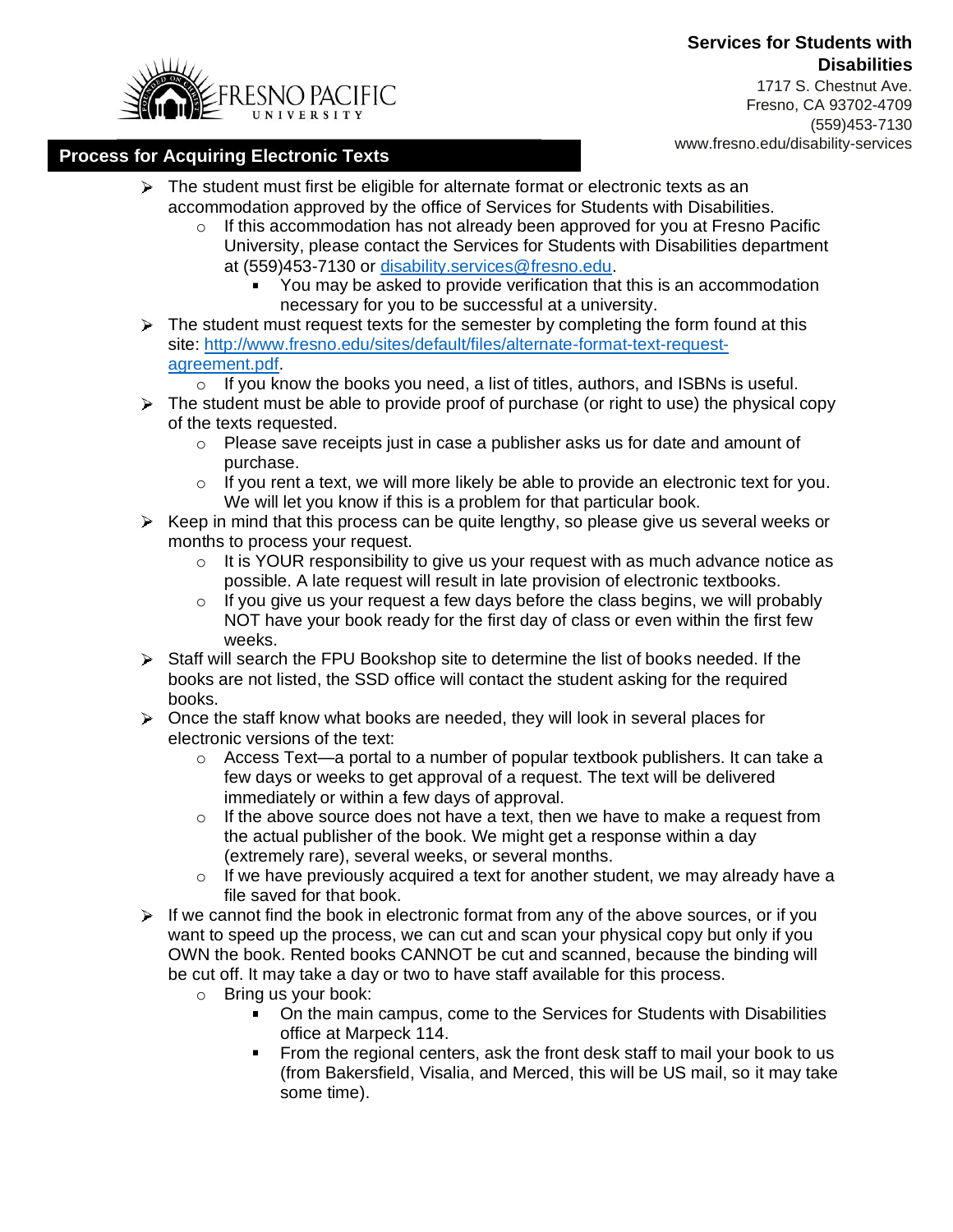**Services for Students with Disabilities**
1717 S. Chestnut Ave.
Fresno, CA 93702-4709
(559)453-7130
www.fresno.edu/disability-services

## Process for Acquiring Electronic Texts

- The student must first be eligible for alternate format or electronic texts as an accommodation approved by the office of Services for Students with Disabilities.
  - If this accommodation has not already been approved for you at Fresno Pacific University, please contact the Services for Students with Disabilities department at (559)453-7130 or disability.services@fresno.edu.
    - You may be asked to provide verification that this is an accommodation necessary for you to be successful at a university.
- The student must request texts for the semester by completing the form found at this site: http://www.fresno.edu/sites/default/files/alternate-format-text-request-agreement.pdf.
  - If you know the books you need, a list of titles, authors, and ISBNs is useful.
- The student must be able to provide proof of purchase (or right to use) the physical copy of the texts requested.
  - Please save receipts just in case a publisher asks us for date and amount of purchase.
  - If you rent a text, we will more likely be able to provide an electronic text for you. We will let you know if this is a problem for that particular book.
- Keep in mind that this process can be quite lengthy, so please give us several weeks or months to process your request.
  - It is YOUR responsibility to give us your request with as much advance notice as possible. A late request will result in late provision of electronic textbooks.
  - If you give us your request a few days before the class begins, we will probably NOT have your book ready for the first day of class or even within the first few weeks.
- Staff will search the FPU Bookshop site to determine the list of books needed. If the books are not listed, the SSD office will contact the student asking for the required books.
- Once the staff know what books are needed, they will look in several places for electronic versions of the text:
  - Access Text—a portal to a number of popular textbook publishers. It can take a few days or weeks to get approval of a request. The text will be delivered immediately or within a few days of approval.
  - If the above source does not have a text, then we have to make a request from the actual publisher of the book. We might get a response within a day (extremely rare), several weeks, or several months.
  - If we have previously acquired a text for another student, we may already have a file saved for that book.
- If we cannot find the book in electronic format from any of the above sources, or if you want to speed up the process, we can cut and scan your physical copy but only if you OWN the book. Rented books CANNOT be cut and scanned, because the binding will be cut off. It may take a day or two to have staff available for this process.
  - Bring us your book:
    - On the main campus, come to the Services for Students with Disabilities office at Marpeck 114.
    - From the regional centers, ask the front desk staff to mail your book to us (from Bakersfield, Visalia, and Merced, this will be US mail, so it may take some time).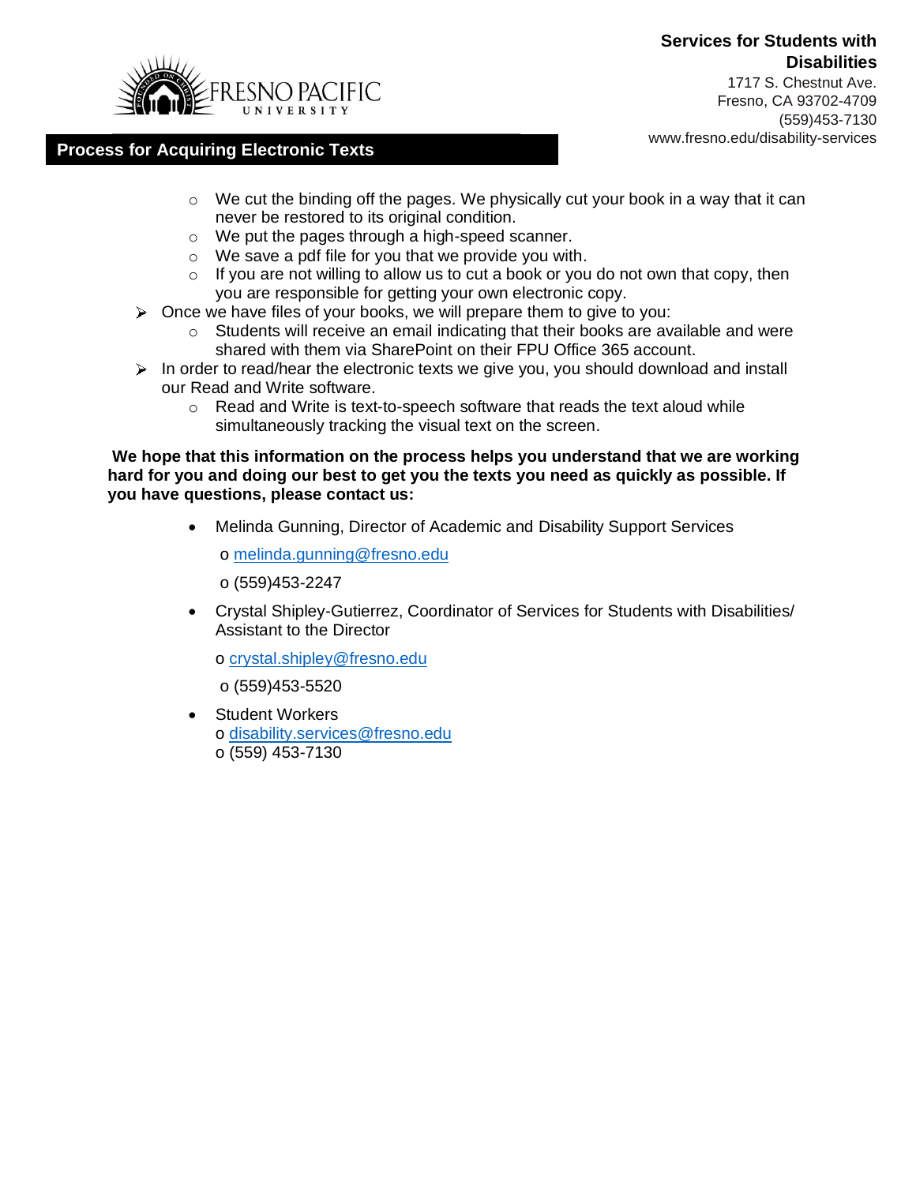**Services for Students with Disabilities**
1717 S. Chestnut Ave.
Fresno, CA 93702-4709
(559)453-7130
www.fresno.edu/disability-services

## Process for Acquiring Electronic Texts

- We cut the binding off the pages. We physically cut your book in a way that it can never be restored to its original condition.
- We put the pages through a high-speed scanner.
- We save a pdf file for you that we provide you with.
- If you are not willing to allow us to cut a book or you do not own that copy, then you are responsible for getting your own electronic copy.

- Once we have files of your books, we will prepare them to give to you:
  - Students will receive an email indicating that their books are available and were shared with them via SharePoint on their FPU Office 365 account.
- In order to read/hear the electronic texts we give you, you should download and install our Read and Write software.
  - Read and Write is text-to-speech software that reads the text aloud while simultaneously tracking the visual text on the screen.

**We hope that this information on the process helps you understand that we are working hard for you and doing our best to get you the texts you need as quickly as possible. If you have questions, please contact us:**

- Melinda Gunning, Director of Academic and Disability Support Services
  - melinda.gunning@fresno.edu
  - (559)453-2247
- Crystal Shipley-Gutierrez, Coordinator of Services for Students with Disabilities/ Assistant to the Director
  - crystal.shipley@fresno.edu
  - (559)453-5520
- Student Workers
  - disability.services@fresno.edu
  - (559) 453-7130